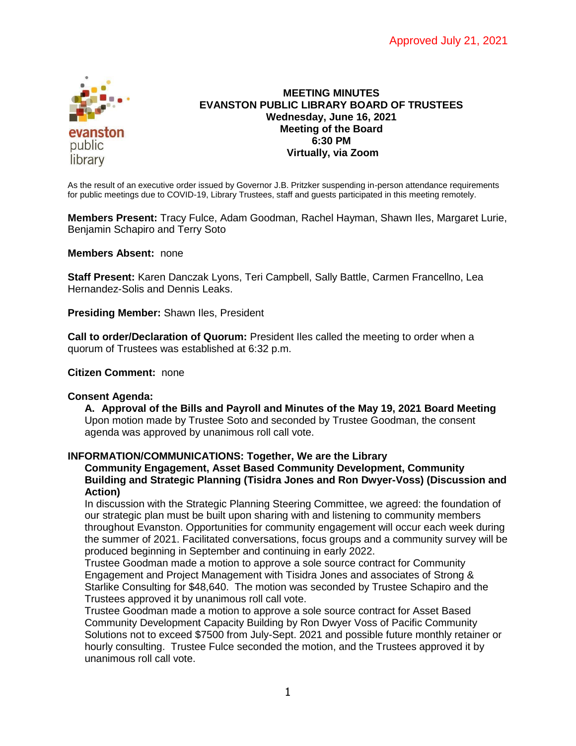Approved July 21, 2021

evanston public library

# MEETING MINUTES
## EVANSTON PUBLIC LIBRARY BOARD OF TRUSTEES
**Wednesday, June 16, 2021**
**Meeting of the Board**
**6:30 PM**
**Virtually, via Zoom**

As the result of an executive order issued by Governor J.B. Pritzker suspending in-person attendance requirements for public meetings due to COVID-19, Library Trustees, staff and guests participated in this meeting remotely.

**Members Present:** Tracy Fulce, Adam Goodman, Rachel Hayman, Shawn Iles, Margaret Lurie, Benjamin Schapiro and Terry Soto

**Members Absent:** none

**Staff Present:** Karen Danczak Lyons, Teri Campbell, Sally Battle, Carmen Francellno, Lea Hernandez-Solis and Dennis Leaks.

**Presiding Member:** Shawn Iles, President

**Call to order/Declaration of Quorum:** President Iles called the meeting to order when a quorum of Trustees was established at 6:32 p.m.

**Citizen Comment:** none

**Consent Agenda:**

**A. Approval of the Bills and Payroll and Minutes of the May 19, 2021 Board Meeting**
Upon motion made by Trustee Soto and seconded by Trustee Goodman, the consent agenda was approved by unanimous roll call vote.

**INFORMATION/COMMUNICATIONS: Together, We are the Library**

**Community Engagement, Asset Based Community Development, Community Building and Strategic Planning (Tisidra Jones and Ron Dwyer-Voss) (Discussion and Action)**
In discussion with the Strategic Planning Steering Committee, we agreed: the foundation of our strategic plan must be built upon sharing with and listening to community members throughout Evanston. Opportunities for community engagement will occur each week during the summer of 2021. Facilitated conversations, focus groups and a community survey will be produced beginning in September and continuing in early 2022.
Trustee Goodman made a motion to approve a sole source contract for Community Engagement and Project Management with Tisidra Jones and associates of Strong & Starlike Consulting for $48,640. The motion was seconded by Trustee Schapiro and the Trustees approved it by unanimous roll call vote.
Trustee Goodman made a motion to approve a sole source contract for Asset Based Community Development Capacity Building by Ron Dwyer Voss of Pacific Community Solutions not to exceed $7500 from July-Sept. 2021 and possible future monthly retainer or hourly consulting. Trustee Fulce seconded the motion, and the Trustees approved it by unanimous roll call vote.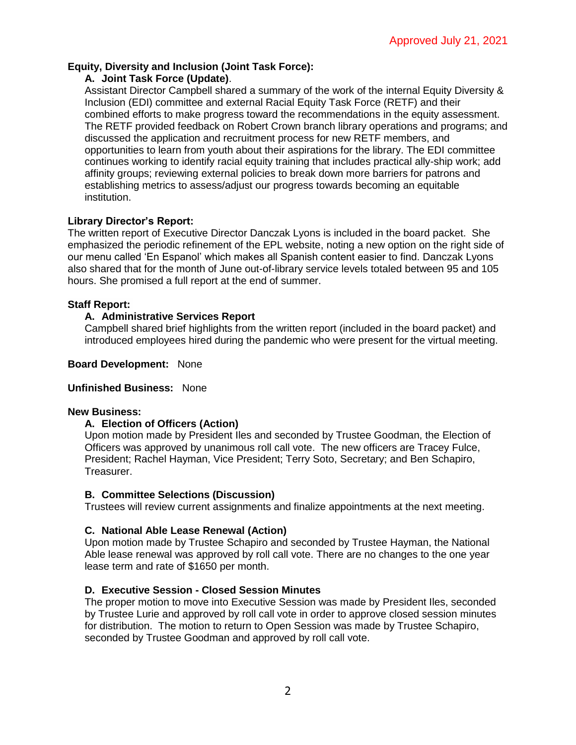Approved July 21, 2021

**Equity, Diversity and Inclusion (Joint Task Force):**

**A. Joint Task Force (Update)**.

Assistant Director Campbell shared a summary of the work of the internal Equity Diversity & Inclusion (EDI) committee and external Racial Equity Task Force (RETF) and their combined efforts to make progress toward the recommendations in the equity assessment. The RETF provided feedback on Robert Crown branch library operations and programs; and discussed the application and recruitment process for new RETF members, and opportunities to learn from youth about their aspirations for the library. The EDI committee continues working to identify racial equity training that includes practical ally-ship work; add affinity groups; reviewing external policies to break down more barriers for patrons and establishing metrics to assess/adjust our progress towards becoming an equitable institution.

**Library Director's Report:**

The written report of Executive Director Danczak Lyons is included in the board packet. She emphasized the periodic refinement of the EPL website, noting a new option on the right side of our menu called 'En Espanol' which makes all Spanish content easier to find. Danczak Lyons also shared that for the month of June out-of-library service levels totaled between 95 and 105 hours. She promised a full report at the end of summer.

**Staff Report:**

**A. Administrative Services Report**

Campbell shared brief highlights from the written report (included in the board packet) and introduced employees hired during the pandemic who were present for the virtual meeting.

**Board Development:** None

**Unfinished Business:** None

**New Business:**

**A. Election of Officers (Action)**

Upon motion made by President Iles and seconded by Trustee Goodman, the Election of Officers was approved by unanimous roll call vote. The new officers are Tracey Fulce, President; Rachel Hayman, Vice President; Terry Soto, Secretary; and Ben Schapiro, Treasurer.

**B. Committee Selections (Discussion)**

Trustees will review current assignments and finalize appointments at the next meeting.

**C. National Able Lease Renewal (Action)**

Upon motion made by Trustee Schapiro and seconded by Trustee Hayman, the National Able lease renewal was approved by roll call vote. There are no changes to the one year lease term and rate of $1650 per month.

**D. Executive Session - Closed Session Minutes**

The proper motion to move into Executive Session was made by President Iles, seconded by Trustee Lurie and approved by roll call vote in order to approve closed session minutes for distribution. The motion to return to Open Session was made by Trustee Schapiro, seconded by Trustee Goodman and approved by roll call vote.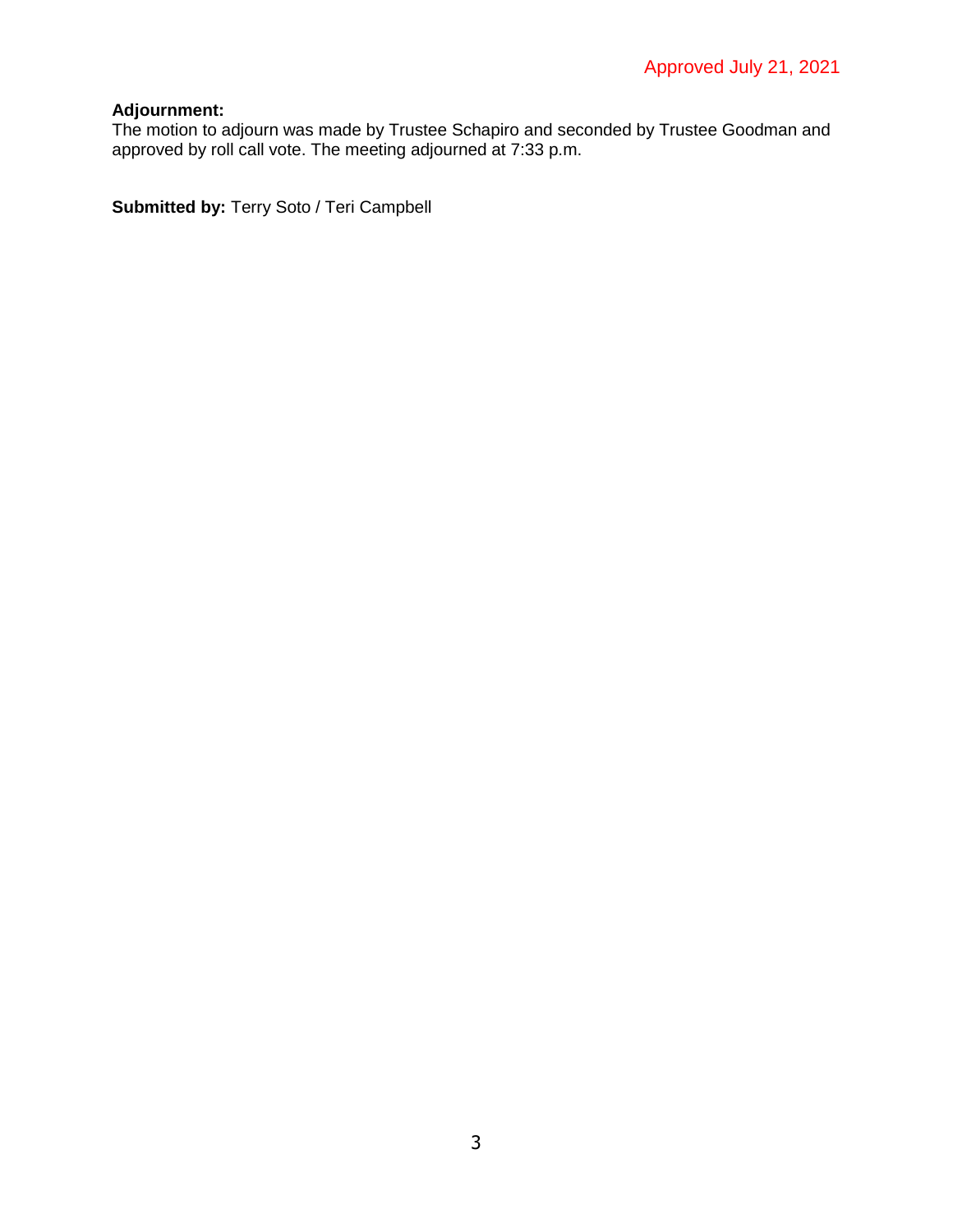Approved July 21, 2021

**Adjournment:**
The motion to adjourn was made by Trustee Schapiro and seconded by Trustee Goodman and approved by roll call vote. The meeting adjourned at 7:33 p.m.

**Submitted by:** Terry Soto / Teri Campbell